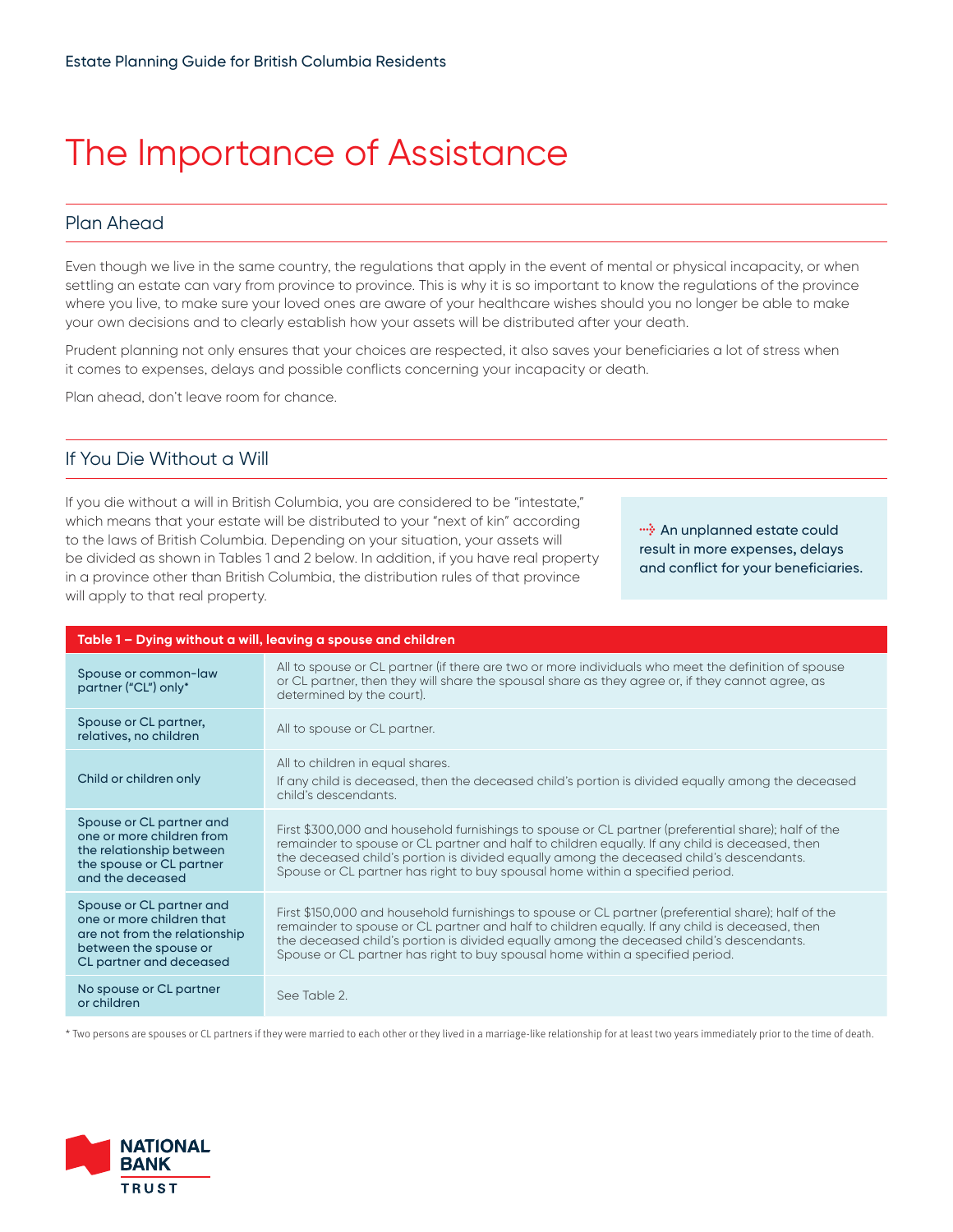# The Importance of Assistance

## Plan Ahead

Even though we live in the same country, the regulations that apply in the event of mental or physical incapacity, or when settling an estate can vary from province to province. This is why it is so important to know the regulations of the province where you live, to make sure your loved ones are aware of your healthcare wishes should you no longer be able to make your own decisions and to clearly establish how your assets will be distributed after your death.

Prudent planning not only ensures that your choices are respected, it also saves your beneficiaries a lot of stress when it comes to expenses, delays and possible conflicts concerning your incapacity or death.

Plan ahead, don't leave room for chance.

## If You Die Without a Will

If you die without a will in British Columbia, you are considered to be "intestate," which means that your estate will be distributed to your "next of kin" according to the laws of British Columbia. Depending on your situation, your assets will be divided as shown in Tables 1 and 2 below. In addition, if you have real property in a province other than British Columbia, the distribution rules of that province will apply to that real property.

> An unplanned estate could result in more expenses, delays and conflict for your beneficiaries.

| Table 1 – Dying without a will, leaving a spouse and children | |
|---|---|
| Spouse or common-law partner ("CL") only* | All to spouse or CL partner (if there are two or more individuals who meet the definition of spouse or CL partner, then they will share the spousal share as they agree or, if they cannot agree, as determined by the court). |
| Spouse or CL partner, relatives, no children | All to spouse or CL partner. |
| Child or children only | All to children in equal shares.<br>If any child is deceased, then the deceased child's portion is divided equally among the deceased child's descendants. |
| Spouse or CL partner and one or more children from the relationship between the spouse or CL partner and the deceased | First $300,000 and household furnishings to spouse or CL partner (preferential share); half of the remainder to spouse or CL partner and half to children equally. If any child is deceased, then the deceased child's portion is divided equally among the deceased child's descendants. Spouse or CL partner has right to buy spousal home within a specified period. |
| Spouse or CL partner and one or more children that are not from the relationship between the spouse or CL partner and deceased | First $150,000 and household furnishings to spouse or CL partner (preferential share); half of the remainder to spouse or CL partner and half to children equally. If any child is deceased, then the deceased child's portion is divided equally among the deceased child's descendants. Spouse or CL partner has right to buy spousal home within a specified period. |
| No spouse or CL partner or children | See Table 2. |

* Two persons are spouses or CL partners if they were married to each other or they lived in a marriage-like relationship for at least two years immediately prior to the time of death.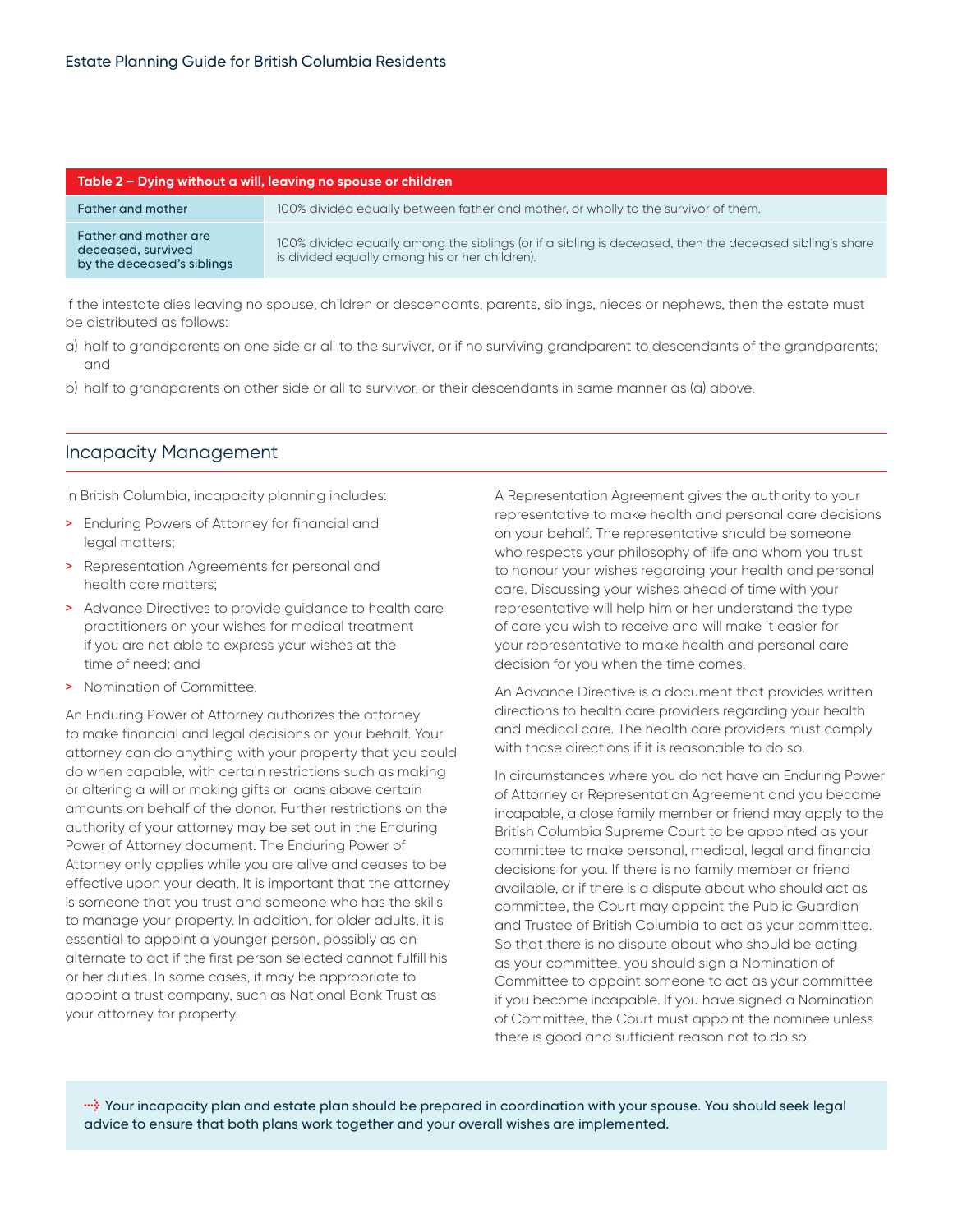| Table 2 – Dying without a will, leaving no spouse or children | |
|---|---|
| Father and mother | 100% divided equally between father and mother, or wholly to the survivor of them. |
| Father and mother are deceased, survived by the deceased's siblings | 100% divided equally among the siblings (or if a sibling is deceased, then the deceased sibling's share is divided equally among his or her children). |

If the intestate dies leaving no spouse, children or descendants, parents, siblings, nieces or nephews, then the estate must be distributed as follows:

a) half to grandparents on one side or all to the survivor, or if no surviving grandparent to descendants of the grandparents; and

b) half to grandparents on other side or all to survivor, or their descendants in same manner as (a) above.

## Incapacity Management

In British Columbia, incapacity planning includes:

- Enduring Powers of Attorney for financial and legal matters;
- Representation Agreements for personal and health care matters;
- Advance Directives to provide guidance to health care practitioners on your wishes for medical treatment if you are not able to express your wishes at the time of need; and
- Nomination of Committee.

An Enduring Power of Attorney authorizes the attorney to make financial and legal decisions on your behalf. Your attorney can do anything with your property that you could do when capable, with certain restrictions such as making or altering a will or making gifts or loans above certain amounts on behalf of the donor. Further restrictions on the authority of your attorney may be set out in the Enduring Power of Attorney document. The Enduring Power of Attorney only applies while you are alive and ceases to be effective upon your death. It is important that the attorney is someone that you trust and someone who has the skills to manage your property. In addition, for older adults, it is essential to appoint a younger person, possibly as an alternate to act if the first person selected cannot fulfill his or her duties. In some cases, it may be appropriate to appoint a trust company, such as National Bank Trust as your attorney for property.

A Representation Agreement gives the authority to your representative to make health and personal care decisions on your behalf. The representative should be someone who respects your philosophy of life and whom you trust to honour your wishes regarding your health and personal care. Discussing your wishes ahead of time with your representative will help him or her understand the type of care you wish to receive and will make it easier for your representative to make health and personal care decision for you when the time comes.

An Advance Directive is a document that provides written directions to health care providers regarding your health and medical care. The health care providers must comply with those directions if it is reasonable to do so.

In circumstances where you do not have an Enduring Power of Attorney or Representation Agreement and you become incapable, a close family member or friend may apply to the British Columbia Supreme Court to be appointed as your committee to make personal, medical, legal and financial decisions for you. If there is no family member or friend available, or if there is a dispute about who should act as committee, the Court may appoint the Public Guardian and Trustee of British Columbia to act as your committee. So that there is no dispute about who should be acting as your committee, you should sign a Nomination of Committee to appoint someone to act as your committee if you become incapable. If you have signed a Nomination of Committee, the Court must appoint the nominee unless there is good and sufficient reason not to do so.

**Your incapacity plan and estate plan should be prepared in coordination with your spouse. You should seek legal advice to ensure that both plans work together and your overall wishes are implemented.**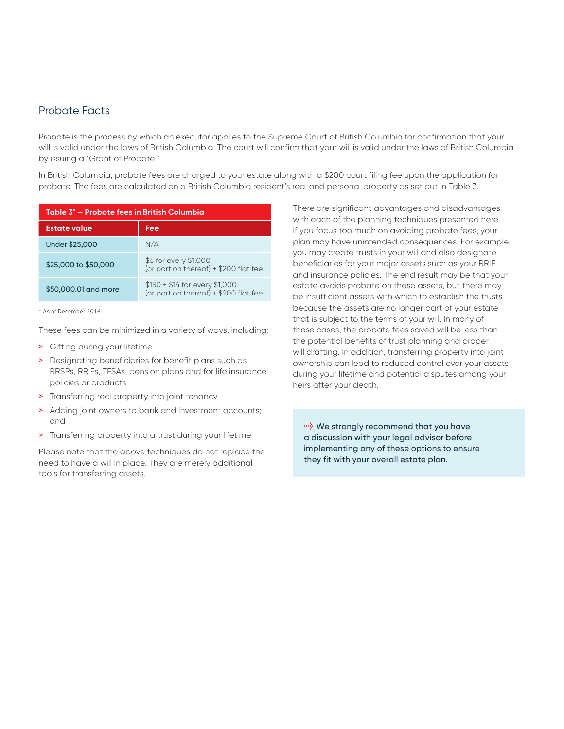## Probate Facts

Probate is the process by which an executor applies to the Supreme Court of British Columbia for confirmation that your will is valid under the laws of British Columbia. The court will confirm that your will is valid under the laws of British Columbia by issuing a "Grant of Probate."

In British Columbia, probate fees are charged to your estate along with a $200 court filing fee upon the application for probate. The fees are calculated on a British Columbia resident's real and personal property as set out in Table 3.

**Table 3* – Probate fees in British Columbia**

| Estate value | Fee |
| --- | --- |
| Under $25,000 | N/A |
| $25,000 to $50,000 | $6 for every $1,000 (or portion thereof) + $200 flat fee |
| $50,000.01 and more | $150 + $14 for every $1,000 (or portion thereof) + $200 flat fee |

* As of December 2016.

These fees can be minimized in a variety of ways, including:

> Gifting during your lifetime

> Designating beneficiaries for benefit plans such as RRSPs, RRIFs, TFSAs, pension plans and for life insurance policies or products

> Transferring real property into joint tenancy

> Adding joint owners to bank and investment accounts; and

> Transferring property into a trust during your lifetime

Please note that the above techniques do not replace the need to have a will in place. They are merely additional tools for transferring assets.

There are significant advantages and disadvantages with each of the planning techniques presented here. If you focus too much on avoiding probate fees, your plan may have unintended consequences. For example, you may create trusts in your will and also designate beneficiaries for your major assets such as your RRIF and insurance policies. The end result may be that your estate avoids probate on these assets, but there may be insufficient assets with which to establish the trusts because the assets are no longer part of your estate that is subject to the terms of your will. In many of these cases, the probate fees saved will be less than the potential benefits of trust planning and proper will drafting. In addition, transferring property into joint ownership can lead to reduced control over your assets during your lifetime and potential disputes among your heirs after your death.

**We strongly recommend that you have a discussion with your legal advisor before implementing any of these options to ensure they fit with your overall estate plan.**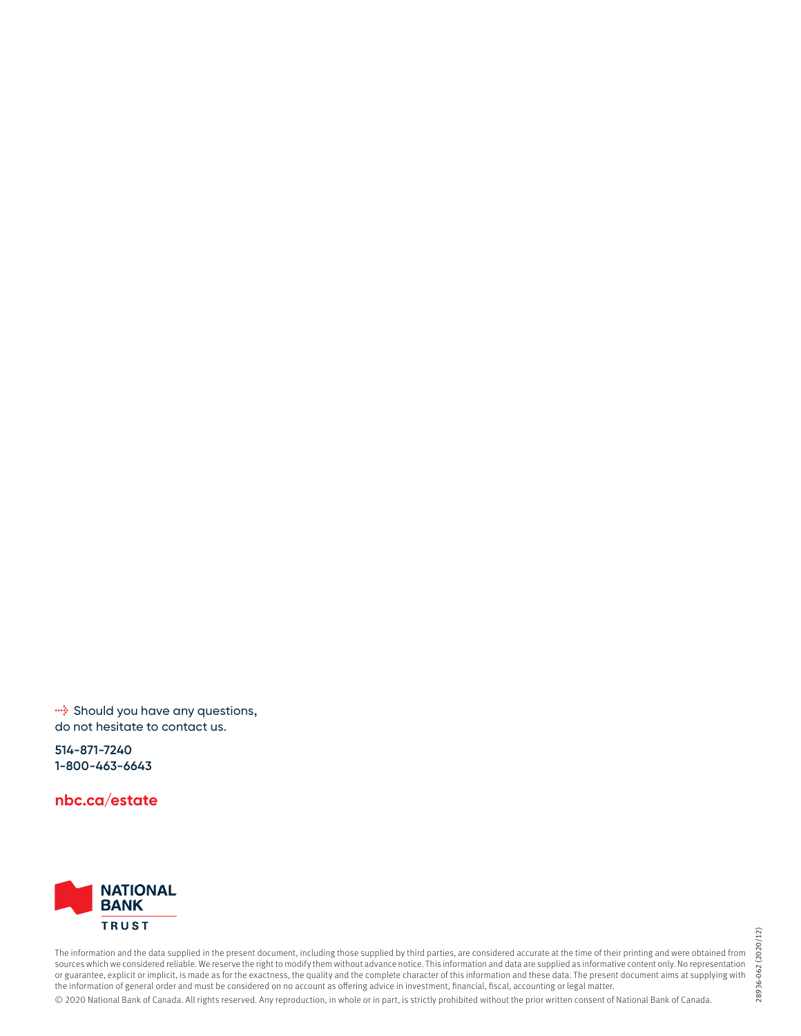Should you have any questions, do not hesitate to contact us.

**514-871-7240**
**1-800-463-6643**

**nbc.ca/estate**

NATIONAL BANK
TRUST

The information and the data supplied in the present document, including those supplied by third parties, are considered accurate at the time of their printing and were obtained from sources which we considered reliable. We reserve the right to modify them without advance notice. This information and data are supplied as informative content only. No representation or guarantee, explicit or implicit, is made as for the exactness, the quality and the complete character of this information and these data. The present document aims at supplying with the information of general order and must be considered on no account as offering advice in investment, financial, fiscal, accounting or legal matter.

© 2020 National Bank of Canada. All rights reserved. Any reproduction, in whole or in part, is strictly prohibited without the prior written consent of National Bank of Canada.

28936-062 (2020/12)